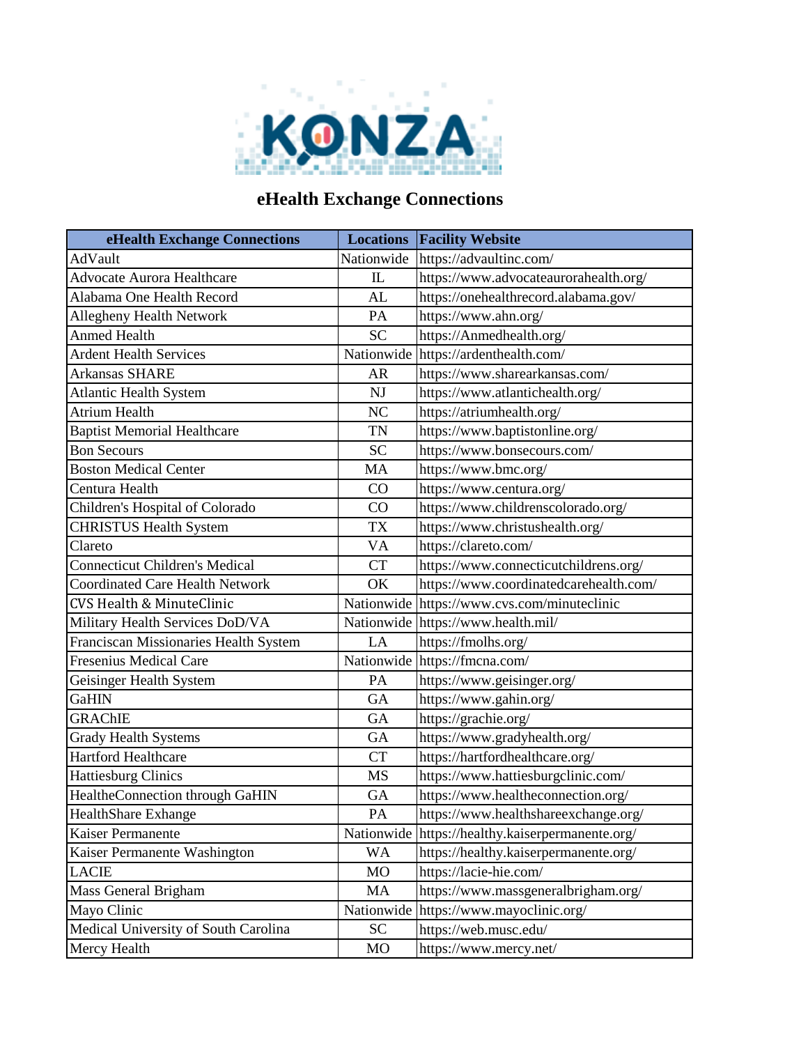KONZA

# eHealth Exchange Connections

| eHealth Exchange Connections | Locations | Facility Website |
|---|---|---|
| AdVault | Nationwide | https://advaultinc.com/ |
| Advocate Aurora Healthcare | IL | https://www.advocateaurorahealth.org/ |
| Alabama One Health Record | AL | https://onehealthrecord.alabama.gov/ |
| Allegheny Health Network | PA | https://www.ahn.org/ |
| Anmed Health | SC | https://Anmedhealth.org/ |
| Ardent Health Services | Nationwide | https://ardenthealth.com/ |
| Arkansas SHARE | AR | https://www.sharearkansas.com/ |
| Atlantic Health System | NJ | https://www.atlantichealth.org/ |
| Atrium Health | NC | https://atriumhealth.org/ |
| Baptist Memorial Healthcare | TN | https://www.baptistonline.org/ |
| Bon Secours | SC | https://www.bonsecours.com/ |
| Boston Medical Center | MA | https://www.bmc.org/ |
| Centura Health | CO | https://www.centura.org/ |
| Children's Hospital of Colorado | CO | https://www.childrenscolorado.org/ |
| CHRISTUS Health System | TX | https://www.christushealth.org/ |
| Clareto | VA | https://clareto.com/ |
| Connecticut Children's Medical | CT | https://www.connecticutchildrens.org/ |
| Coordinated Care Health Network | OK | https://www.coordinatedcarehealth.com/ |
| CVS Health & MinuteClinic | Nationwide | https://www.cvs.com/minuteclinic |
| Military Health Services DoD/VA | Nationwide | https://www.health.mil/ |
| Franciscan Missionaries Health System | LA | https://fmolhs.org/ |
| Fresenius Medical Care | Nationwide | https://fmcna.com/ |
| Geisinger Health System | PA | https://www.geisinger.org/ |
| GaHIN | GA | https://www.gahin.org/ |
| GRAChIE | GA | https://grachie.org/ |
| Grady Health Systems | GA | https://www.gradyhealth.org/ |
| Hartford Healthcare | CT | https://hartfordhealthcare.org/ |
| Hattiesburg Clinics | MS | https://www.hattiesburgclinic.com/ |
| HealtheConnection through GaHIN | GA | https://www.healtheconnection.org/ |
| HealthShare Exhange | PA | https://www.healthshareexchange.org/ |
| Kaiser Permanente | Nationwide | https://healthy.kaiserpermanente.org/ |
| Kaiser Permanente Washington | WA | https://healthy.kaiserpermanente.org/ |
| LACIE | MO | https://lacie-hie.com/ |
| Mass General Brigham | MA | https://www.massgeneralbrigham.org/ |
| Mayo Clinic | Nationwide | https://www.mayoclinic.org/ |
| Medical University of South Carolina | SC | https://web.musc.edu/ |
| Mercy Health | MO | https://www.mercy.net/ |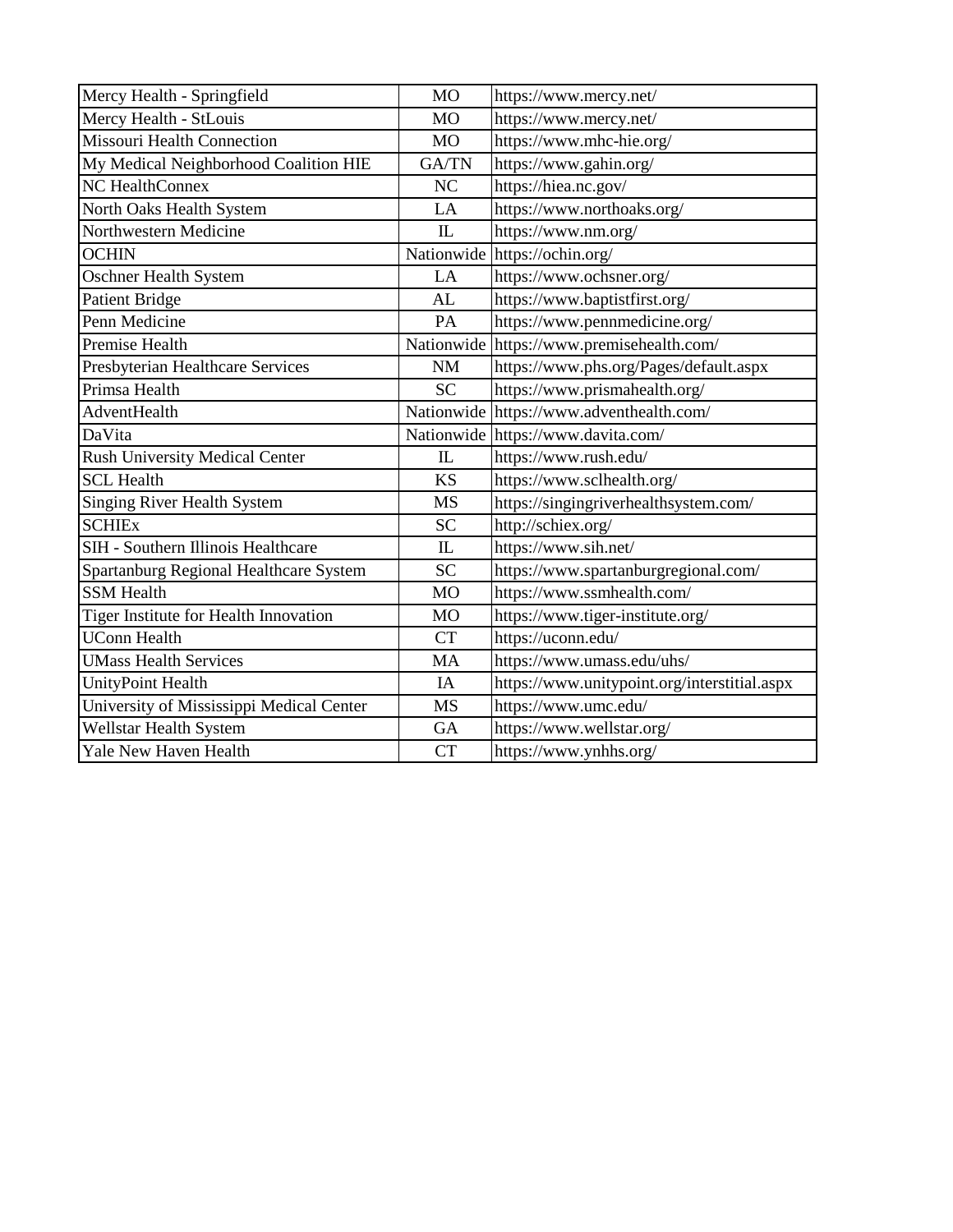| | | |
|---|---|---|
| Mercy Health - Springfield | MO | https://www.mercy.net/ |
| Mercy Health - StLouis | MO | https://www.mercy.net/ |
| Missouri Health Connection | MO | https://www.mhc-hie.org/ |
| My Medical Neighborhood Coalition HIE | GA/TN | https://www.gahin.org/ |
| NC HealthConnex | NC | https://hiea.nc.gov/ |
| North Oaks Health System | LA | https://www.northoaks.org/ |
| Northwestern Medicine | IL | https://www.nm.org/ |
| OCHIN | Nationwide | https://ochin.org/ |
| Oschner Health System | LA | https://www.ochsner.org/ |
| Patient Bridge | AL | https://www.baptistfirst.org/ |
| Penn Medicine | PA | https://www.pennmedicine.org/ |
| Premise Health | Nationwide | https://www.premisehealth.com/ |
| Presbyterian Healthcare Services | NM | https://www.phs.org/Pages/default.aspx |
| Primsa Health | SC | https://www.prismahealth.org/ |
| AdventHealth | Nationwide | https://www.adventhealth.com/ |
| DaVita | Nationwide | https://www.davita.com/ |
| Rush University Medical Center | IL | https://www.rush.edu/ |
| SCL Health | KS | https://www.sclhealth.org/ |
| Singing River Health System | MS | https://singingriverhealthsystem.com/ |
| SCHIEx | SC | http://schiex.org/ |
| SIH - Southern Illinois Healthcare | IL | https://www.sih.net/ |
| Spartanburg Regional Healthcare System | SC | https://www.spartanburgregional.com/ |
| SSM Health | MO | https://www.ssmhealth.com/ |
| Tiger Institute for Health Innovation | MO | https://www.tiger-institute.org/ |
| UConn Health | CT | https://uconn.edu/ |
| UMass Health Services | MA | https://www.umass.edu/uhs/ |
| UnityPoint Health | IA | https://www.unitypoint.org/interstitial.aspx |
| University of Mississippi Medical Center | MS | https://www.umc.edu/ |
| Wellstar Health System | GA | https://www.wellstar.org/ |
| Yale New Haven Health | CT | https://www.ynhhs.org/ |